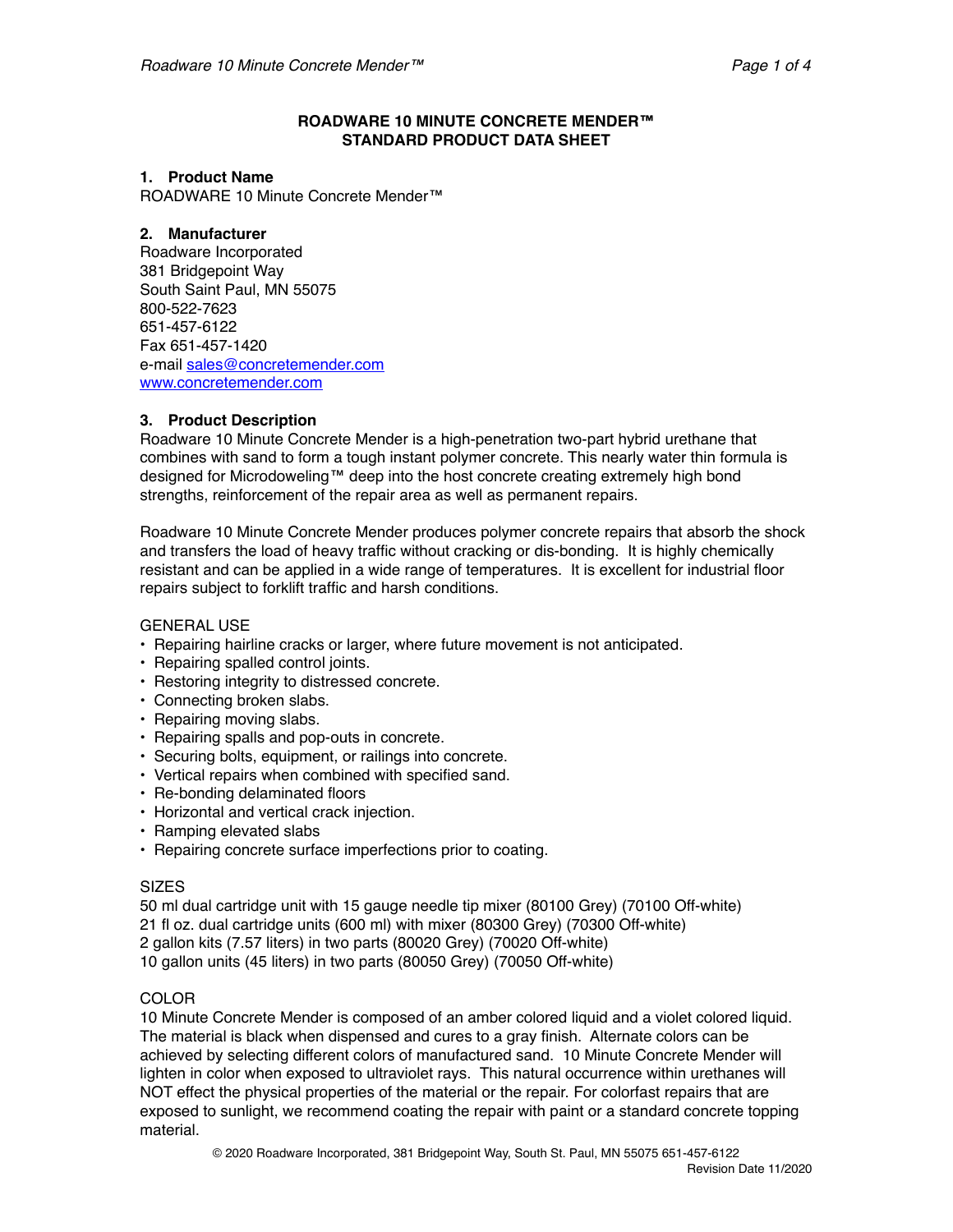# ROADWARE 10 MINUTE CONCRETE MENDER™
# STANDARD PRODUCT DATA SHEET

## 1. Product Name

ROADWARE 10 Minute Concrete Mender™

## 2. Manufacturer

Roadware Incorporated
381 Bridgepoint Way
South Saint Paul, MN 55075
800-522-7623
651-457-6122
Fax 651-457-1420
e-mail sales@concretemender.com
www.concretemender.com

## 3. Product Description

Roadware 10 Minute Concrete Mender is a high-penetration two-part hybrid urethane that combines with sand to form a tough instant polymer concrete. This nearly water thin formula is designed for Microdoweling™ deep into the host concrete creating extremely high bond strengths, reinforcement of the repair area as well as permanent repairs.

Roadware 10 Minute Concrete Mender produces polymer concrete repairs that absorb the shock and transfers the load of heavy traffic without cracking or dis-bonding. It is highly chemically resistant and can be applied in a wide range of temperatures. It is excellent for industrial floor repairs subject to forklift traffic and harsh conditions.

GENERAL USE

- Repairing hairline cracks or larger, where future movement is not anticipated.
- Repairing spalled control joints.
- Restoring integrity to distressed concrete.
- Connecting broken slabs.
- Repairing moving slabs.
- Repairing spalls and pop-outs in concrete.
- Securing bolts, equipment, or railings into concrete.
- Vertical repairs when combined with specified sand.
- Re-bonding delaminated floors
- Horizontal and vertical crack injection.
- Ramping elevated slabs
- Repairing concrete surface imperfections prior to coating.

SIZES

50 ml dual cartridge unit with 15 gauge needle tip mixer (80100 Grey) (70100 Off-white)
21 fl oz. dual cartridge units (600 ml) with mixer (80300 Grey) (70300 Off-white)
2 gallon kits (7.57 liters) in two parts (80020 Grey) (70020 Off-white)
10 gallon units (45 liters) in two parts (80050 Grey) (70050 Off-white)

COLOR

10 Minute Concrete Mender is composed of an amber colored liquid and a violet colored liquid. The material is black when dispensed and cures to a gray finish. Alternate colors can be achieved by selecting different colors of manufactured sand. 10 Minute Concrete Mender will lighten in color when exposed to ultraviolet rays. This natural occurrence within urethanes will NOT effect the physical properties of the material or the repair. For colorfast repairs that are exposed to sunlight, we recommend coating the repair with paint or a standard concrete topping material.

© 2020 Roadware Incorporated, 381 Bridgepoint Way, South St. Paul, MN 55075 651-457-6122
Revision Date 11/2020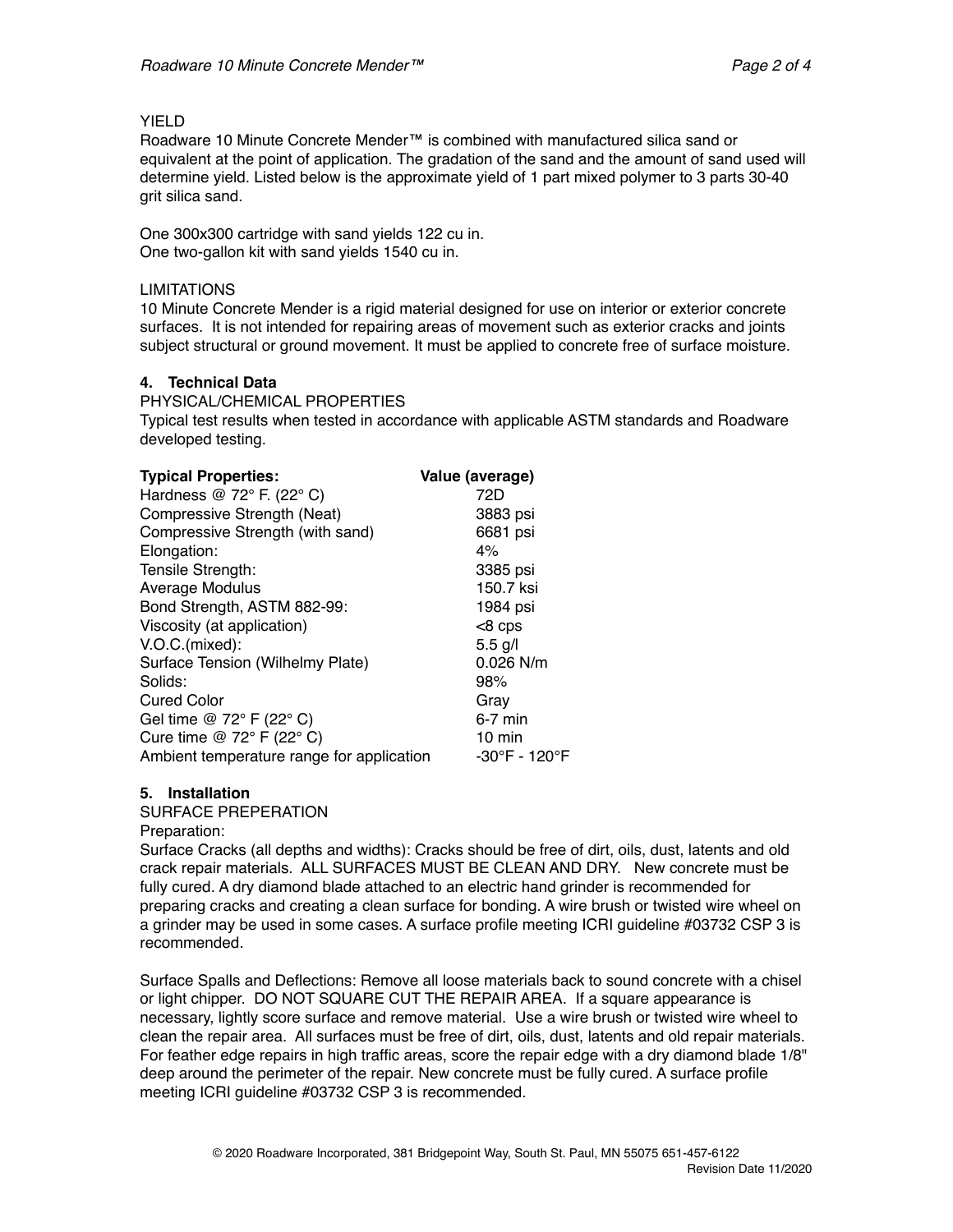YIELD

Roadware 10 Minute Concrete Mender™ is combined with manufactured silica sand or equivalent at the point of application. The gradation of the sand and the amount of sand used will determine yield. Listed below is the approximate yield of 1 part mixed polymer to 3 parts 30-40 grit silica sand.

One 300x300 cartridge with sand yields 122 cu in.
One two-gallon kit with sand yields 1540 cu in.

LIMITATIONS

10 Minute Concrete Mender is a rigid material designed for use on interior or exterior concrete surfaces. It is not intended for repairing areas of movement such as exterior cracks and joints subject structural or ground movement. It must be applied to concrete free of surface moisture.

## 4. Technical Data

PHYSICAL/CHEMICAL PROPERTIES

Typical test results when tested in accordance with applicable ASTM standards and Roadware developed testing.

| **Typical Properties:** | **Value (average)** |
|---|---|
| Hardness @ 72° F. (22° C) | 72D |
| Compressive Strength (Neat) | 3883 psi |
| Compressive Strength (with sand) | 6681 psi |
| Elongation: | 4% |
| Tensile Strength: | 3385 psi |
| Average Modulus | 150.7 ksi |
| Bond Strength, ASTM 882-99: | 1984 psi |
| Viscosity (at application) | <8 cps |
| V.O.C.(mixed): | 5.5 g/l |
| Surface Tension (Wilhelmy Plate) | 0.026 N/m |
| Solids: | 98% |
| Cured Color | Gray |
| Gel time @ 72° F (22° C) | 6-7 min |
| Cure time @ 72° F (22° C) | 10 min |
| Ambient temperature range for application | -30°F - 120°F |

## 5. Installation

SURFACE PREPERATION

Preparation:

Surface Cracks (all depths and widths): Cracks should be free of dirt, oils, dust, latents and old crack repair materials. ALL SURFACES MUST BE CLEAN AND DRY. New concrete must be fully cured. A dry diamond blade attached to an electric hand grinder is recommended for preparing cracks and creating a clean surface for bonding. A wire brush or twisted wire wheel on a grinder may be used in some cases. A surface profile meeting ICRI guideline #03732 CSP 3 is recommended.

Surface Spalls and Deflections: Remove all loose materials back to sound concrete with a chisel or light chipper. DO NOT SQUARE CUT THE REPAIR AREA. If a square appearance is necessary, lightly score surface and remove material. Use a wire brush or twisted wire wheel to clean the repair area. All surfaces must be free of dirt, oils, dust, latents and old repair materials. For feather edge repairs in high traffic areas, score the repair edge with a dry diamond blade 1/8" deep around the perimeter of the repair. New concrete must be fully cured. A surface profile meeting ICRI guideline #03732 CSP 3 is recommended.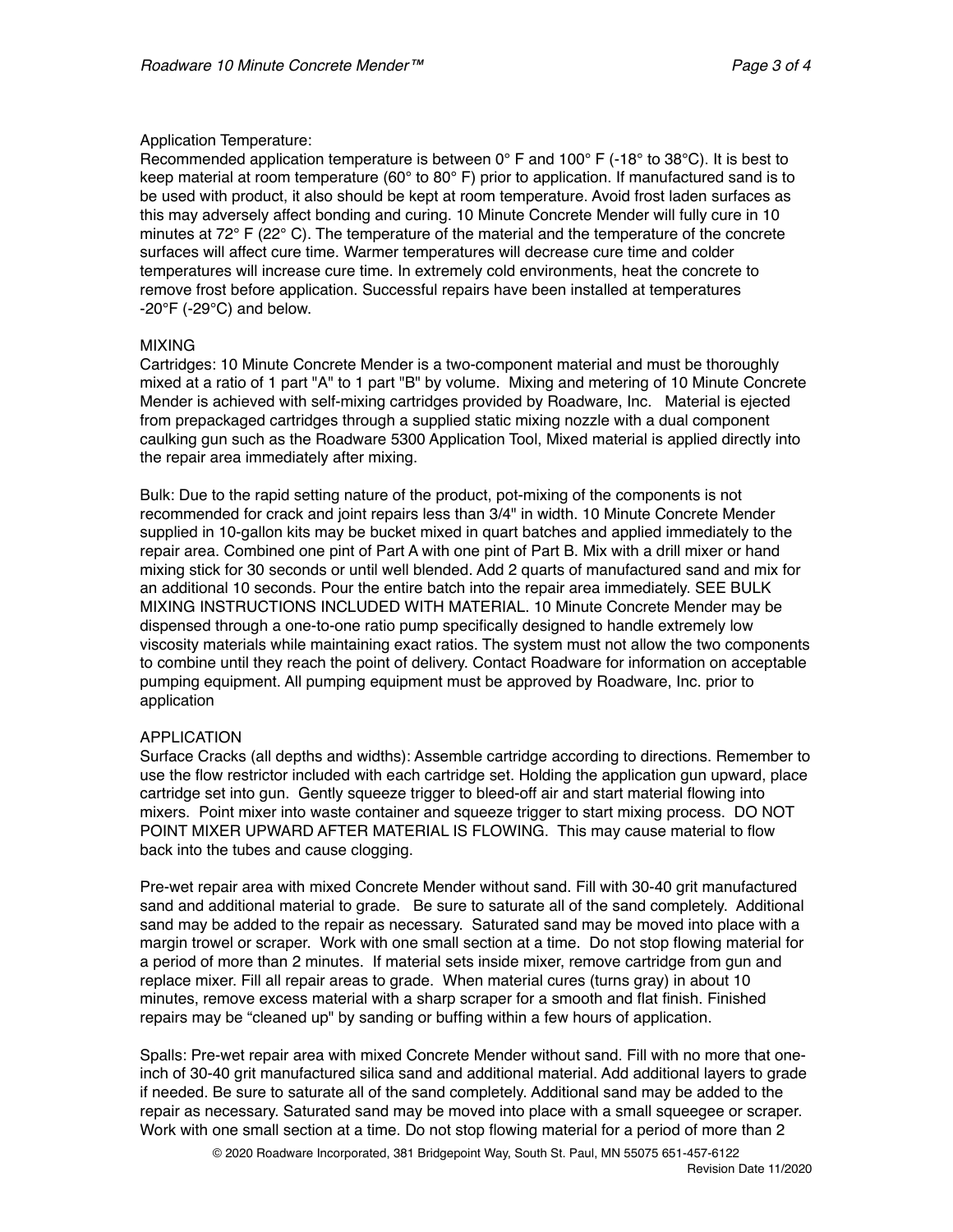Application Temperature:
Recommended application temperature is between 0° F and 100° F (-18° to 38°C). It is best to keep material at room temperature (60° to 80° F) prior to application. If manufactured sand is to be used with product, it also should be kept at room temperature. Avoid frost laden surfaces as this may adversely affect bonding and curing. 10 Minute Concrete Mender will fully cure in 10 minutes at 72° F (22° C). The temperature of the material and the temperature of the concrete surfaces will affect cure time. Warmer temperatures will decrease cure time and colder temperatures will increase cure time. In extremely cold environments, heat the concrete to remove frost before application. Successful repairs have been installed at temperatures -20°F (-29°C) and below.

## MIXING

Cartridges: 10 Minute Concrete Mender is a two-component material and must be thoroughly mixed at a ratio of 1 part "A" to 1 part "B" by volume. Mixing and metering of 10 Minute Concrete Mender is achieved with self-mixing cartridges provided by Roadware, Inc. Material is ejected from prepackaged cartridges through a supplied static mixing nozzle with a dual component caulking gun such as the Roadware 5300 Application Tool, Mixed material is applied directly into the repair area immediately after mixing.

Bulk: Due to the rapid setting nature of the product, pot-mixing of the components is not recommended for crack and joint repairs less than 3/4" in width. 10 Minute Concrete Mender supplied in 10-gallon kits may be bucket mixed in quart batches and applied immediately to the repair area. Combined one pint of Part A with one pint of Part B. Mix with a drill mixer or hand mixing stick for 30 seconds or until well blended. Add 2 quarts of manufactured sand and mix for an additional 10 seconds. Pour the entire batch into the repair area immediately. SEE BULK MIXING INSTRUCTIONS INCLUDED WITH MATERIAL. 10 Minute Concrete Mender may be dispensed through a one-to-one ratio pump specifically designed to handle extremely low viscosity materials while maintaining exact ratios. The system must not allow the two components to combine until they reach the point of delivery. Contact Roadware for information on acceptable pumping equipment. All pumping equipment must be approved by Roadware, Inc. prior to application

## APPLICATION

Surface Cracks (all depths and widths): Assemble cartridge according to directions. Remember to use the flow restrictor included with each cartridge set. Holding the application gun upward, place cartridge set into gun. Gently squeeze trigger to bleed-off air and start material flowing into mixers. Point mixer into waste container and squeeze trigger to start mixing process. DO NOT POINT MIXER UPWARD AFTER MATERIAL IS FLOWING. This may cause material to flow back into the tubes and cause clogging.

Pre-wet repair area with mixed Concrete Mender without sand. Fill with 30-40 grit manufactured sand and additional material to grade. Be sure to saturate all of the sand completely. Additional sand may be added to the repair as necessary. Saturated sand may be moved into place with a margin trowel or scraper. Work with one small section at a time. Do not stop flowing material for a period of more than 2 minutes. If material sets inside mixer, remove cartridge from gun and replace mixer. Fill all repair areas to grade. When material cures (turns gray) in about 10 minutes, remove excess material with a sharp scraper for a smooth and flat finish. Finished repairs may be "cleaned up" by sanding or buffing within a few hours of application.

Spalls: Pre-wet repair area with mixed Concrete Mender without sand. Fill with no more that one-inch of 30-40 grit manufactured silica sand and additional material. Add additional layers to grade if needed. Be sure to saturate all of the sand completely. Additional sand may be added to the repair as necessary. Saturated sand may be moved into place with a small squeegee or scraper. Work with one small section at a time. Do not stop flowing material for a period of more than 2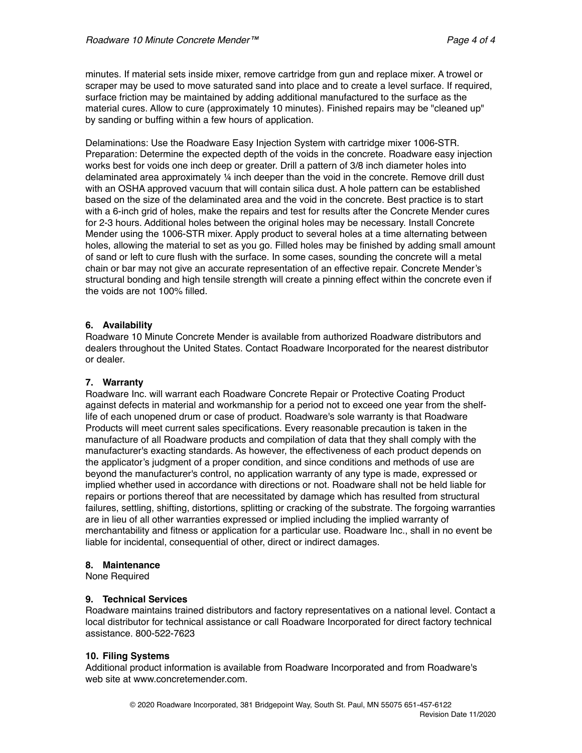minutes. If material sets inside mixer, remove cartridge from gun and replace mixer. A trowel or scraper may be used to move saturated sand into place and to create a level surface. If required, surface friction may be maintained by adding additional manufactured to the surface as the material cures. Allow to cure (approximately 10 minutes). Finished repairs may be "cleaned up" by sanding or buffing within a few hours of application.

Delaminations: Use the Roadware Easy Injection System with cartridge mixer 1006-STR. Preparation: Determine the expected depth of the voids in the concrete. Roadware easy injection works best for voids one inch deep or greater. Drill a pattern of 3/8 inch diameter holes into delaminated area approximately ¼ inch deeper than the void in the concrete. Remove drill dust with an OSHA approved vacuum that will contain silica dust. A hole pattern can be established based on the size of the delaminated area and the void in the concrete. Best practice is to start with a 6-inch grid of holes, make the repairs and test for results after the Concrete Mender cures for 2-3 hours. Additional holes between the original holes may be necessary. Install Concrete Mender using the 1006-STR mixer. Apply product to several holes at a time alternating between holes, allowing the material to set as you go. Filled holes may be finished by adding small amount of sand or left to cure flush with the surface. In some cases, sounding the concrete will a metal chain or bar may not give an accurate representation of an effective repair. Concrete Mender's structural bonding and high tensile strength will create a pinning effect within the concrete even if the voids are not 100% filled.

## 6. Availability

Roadware 10 Minute Concrete Mender is available from authorized Roadware distributors and dealers throughout the United States. Contact Roadware Incorporated for the nearest distributor or dealer.

## 7. Warranty

Roadware Inc. will warrant each Roadware Concrete Repair or Protective Coating Product against defects in material and workmanship for a period not to exceed one year from the shelf-life of each unopened drum or case of product. Roadware's sole warranty is that Roadware Products will meet current sales specifications. Every reasonable precaution is taken in the manufacture of all Roadware products and compilation of data that they shall comply with the manufacturer's exacting standards. As however, the effectiveness of each product depends on the applicator's judgment of a proper condition, and since conditions and methods of use are beyond the manufacturer's control, no application warranty of any type is made, expressed or implied whether used in accordance with directions or not. Roadware shall not be held liable for repairs or portions thereof that are necessitated by damage which has resulted from structural failures, settling, shifting, distortions, splitting or cracking of the substrate. The forgoing warranties are in lieu of all other warranties expressed or implied including the implied warranty of merchantability and fitness or application for a particular use. Roadware Inc., shall in no event be liable for incidental, consequential of other, direct or indirect damages.

## 8. Maintenance

None Required

## 9. Technical Services

Roadware maintains trained distributors and factory representatives on a national level. Contact a local distributor for technical assistance or call Roadware Incorporated for direct factory technical assistance. 800-522-7623

## 10. Filing Systems

Additional product information is available from Roadware Incorporated and from Roadware's web site at www.concretemender.com.

© 2020 Roadware Incorporated, 381 Bridgepoint Way, South St. Paul, MN 55075 651-457-6122
Revision Date 11/2020